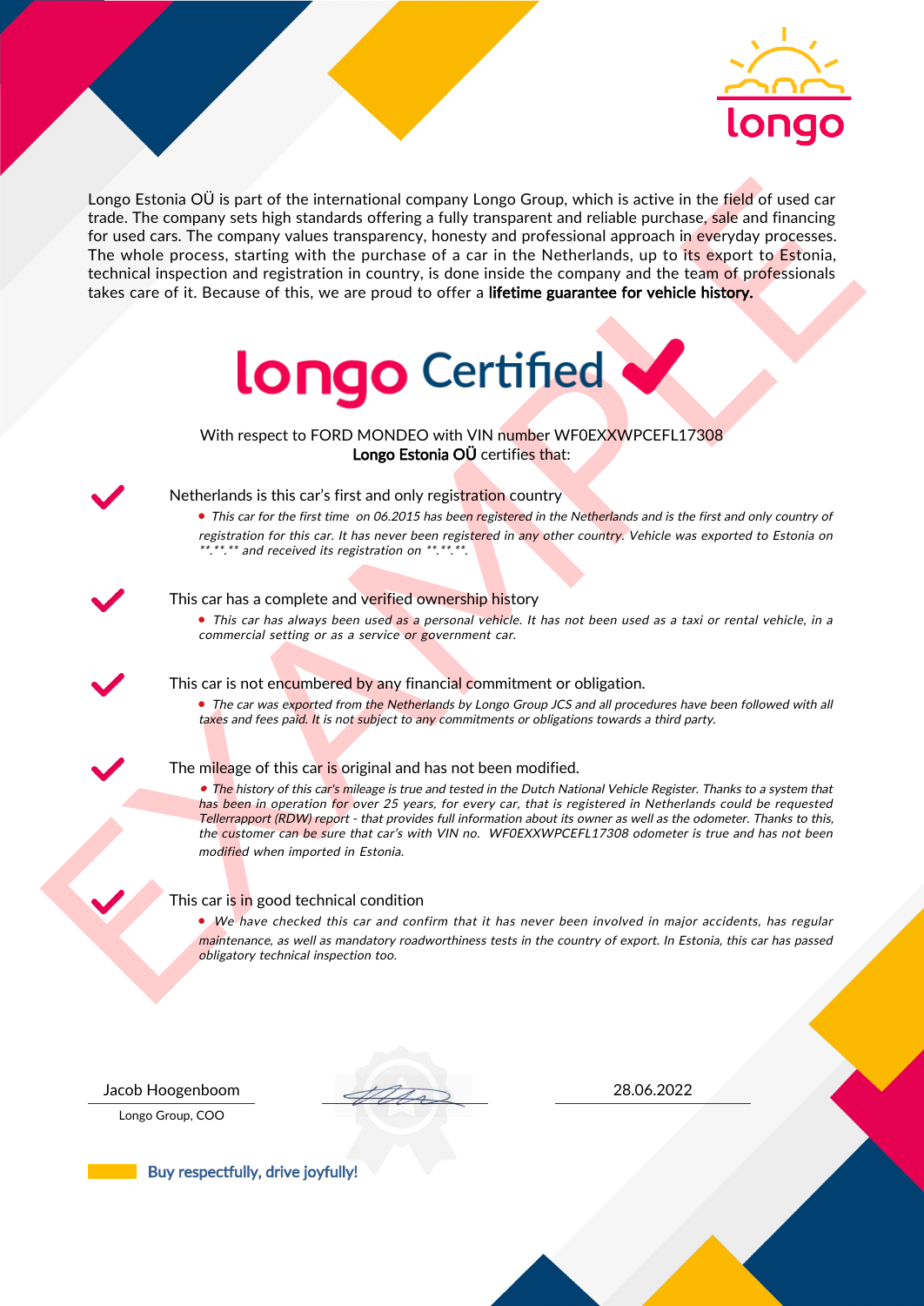longo

Longo Estonia OÜ is part of the international company Longo Group, which is active in the field of used car trade. The company sets high standards offering a fully transparent and reliable purchase, sale and financing for used cars. The company values transparency, honesty and professional approach in everyday processes. The whole process, starting with the purchase of a car in the Netherlands, up to its export to Estonia, technical inspection and registration in country, is done inside the company and the team of professionals takes care of it. Because of this, we are proud to offer a **lifetime guarantee for vehicle history.**

# longo Certified

With respect to FORD MONDEO with VIN number WF0EXXWPCEFL17308
**Longo Estonia OÜ** certifies that:

## Netherlands is this car's first and only registration country

- *This car for the first time on 06.2015 has been registered in the Netherlands and is the first and only country of registration for this car. It has never been registered in any other country. Vehicle was exported to Estonia on \*\*.\*\*.\*\* and received its registration on \*\*.\*\*.\*\*.*

## This car has a complete and verified ownership history

- *This car has always been used as a personal vehicle. It has not been used as a taxi or rental vehicle, in a commercial setting or as a service or government car.*

## This car is not encumbered by any financial commitment or obligation.

- *The car was exported from the Netherlands by Longo Group JCS and all procedures have been followed with all taxes and fees paid. It is not subject to any commitments or obligations towards a third party.*

## The mileage of this car is original and has not been modified.

- *The history of this car's mileage is true and tested in the Dutch National Vehicle Register. Thanks to a system that has been in operation for over 25 years, for every car, that is registered in Netherlands could be requested Tellerrapport (RDW) report - that provides full information about its owner as well as the odometer. Thanks to this, the customer can be sure that car's with VIN no. WF0EXXWPCEFL17308 odometer is true and has not been modified when imported in Estonia.*

## This car is in good technical condition

- *We have checked this car and confirm that it has never been involved in major accidents, has regular maintenance, as well as mandatory roadworthiness tests in the country of export. In Estonia, this car has passed obligatory technical inspection too.*

| Jacob Hoogenboom | | 28.06.2022 |
|---|---|---|
| Longo Group, COO | | |

Buy respectfully, drive joyfully!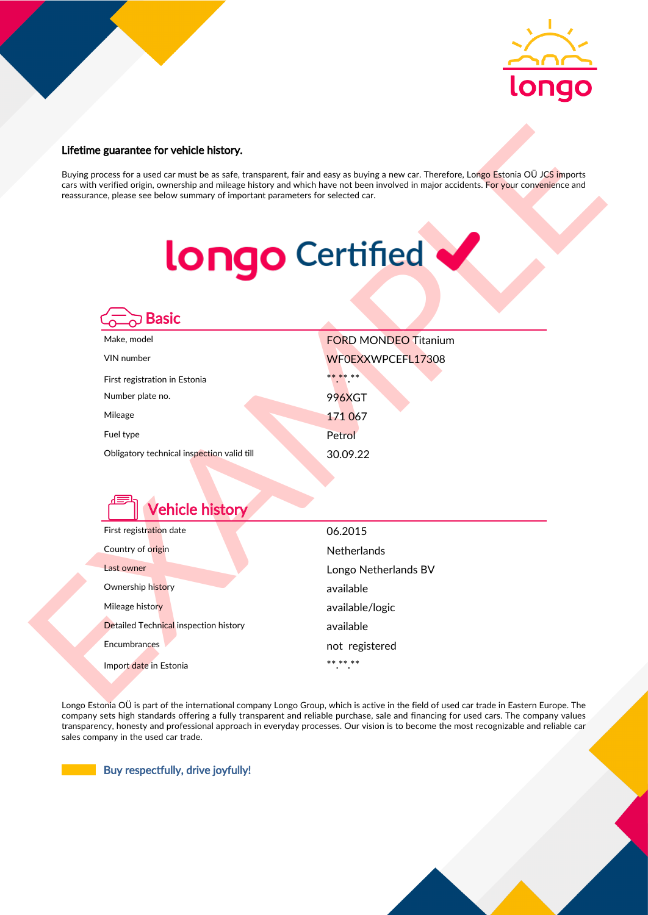**Lifetime guarantee for vehicle history.**

Buying process for a used car must be as safe, transparent, fair and easy as buying a new car. Therefore, Longo Estonia OÜ JCS imports cars with verified origin, ownership and mileage history and which have not been involved in major accidents. For your convenience and reassurance, please see below summary of important parameters for selected car.

# longo Certified ✔

## Basic

| | |
|---|---|
| Make, model | FORD MONDEO Titanium |
| VIN number | WF0EXXWPCEFL17308 |
| First registration in Estonia | **.**.** |
| Number plate no. | 996XGT |
| Mileage | 171 067 |
| Fuel type | Petrol |
| Obligatory technical inspection valid till | 30.09.22 |

## Vehicle history

| | |
|---|---|
| First registration date | 06.2015 |
| Country of origin | Netherlands |
| Last owner | Longo Netherlands BV |
| Ownership history | available |
| Mileage history | available/logic |
| Detailed Technical inspection history | available |
| Encumbrances | not registered |
| Import date in Estonia | **.**.** |

Longo Estonia OÜ is part of the international company Longo Group, which is active in the field of used car trade in Eastern Europe. The company sets high standards offering a fully transparent and reliable purchase, sale and financing for used cars. The company values transparency, honesty and professional approach in everyday processes. Our vision is to become the most recognizable and reliable car sales company in the used car trade.

Buy respectfully, drive joyfully!

EXAMPLE